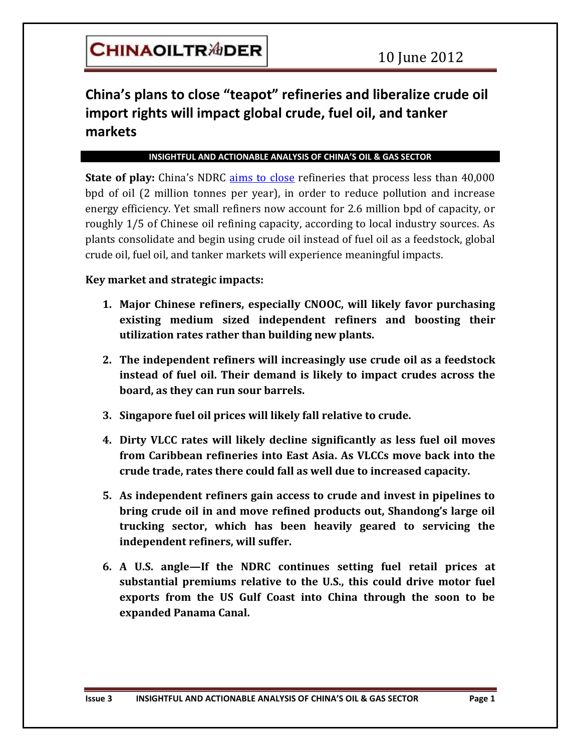CHINAOILTRADER

10 June 2012

# China's plans to close "teapot" refineries and liberalize crude oil import rights will impact global crude, fuel oil, and tanker markets

**INSIGHTFUL AND ACTIONABLE ANALYSIS OF CHINA'S OIL & GAS SECTOR**

**State of play:** China's NDRC aims to close refineries that process less than 40,000 bpd of oil (2 million tonnes per year), in order to reduce pollution and increase energy efficiency. Yet small refiners now account for 2.6 million bpd of capacity, or roughly 1/5 of Chinese oil refining capacity, according to local industry sources. As plants consolidate and begin using crude oil instead of fuel oil as a feedstock, global crude oil, fuel oil, and tanker markets will experience meaningful impacts.

**Key market and strategic impacts:**

1. **Major Chinese refiners, especially CNOOC, will likely favor purchasing existing medium sized independent refiners and boosting their utilization rates rather than building new plants.**
2. **The independent refiners will increasingly use crude oil as a feedstock instead of fuel oil. Their demand is likely to impact crudes across the board, as they can run sour barrels.**
3. **Singapore fuel oil prices will likely fall relative to crude.**
4. **Dirty VLCC rates will likely decline significantly as less fuel oil moves from Caribbean refineries into East Asia. As VLCCs move back into the crude trade, rates there could fall as well due to increased capacity.**
5. **As independent refiners gain access to crude and invest in pipelines to bring crude oil in and move refined products out, Shandong's large oil trucking sector, which has been heavily geared to servicing the independent refiners, will suffer.**
6. **A U.S. angle—If the NDRC continues setting fuel retail prices at substantial premiums relative to the U.S., this could drive motor fuel exports from the US Gulf Coast into China through the soon to be expanded Panama Canal.**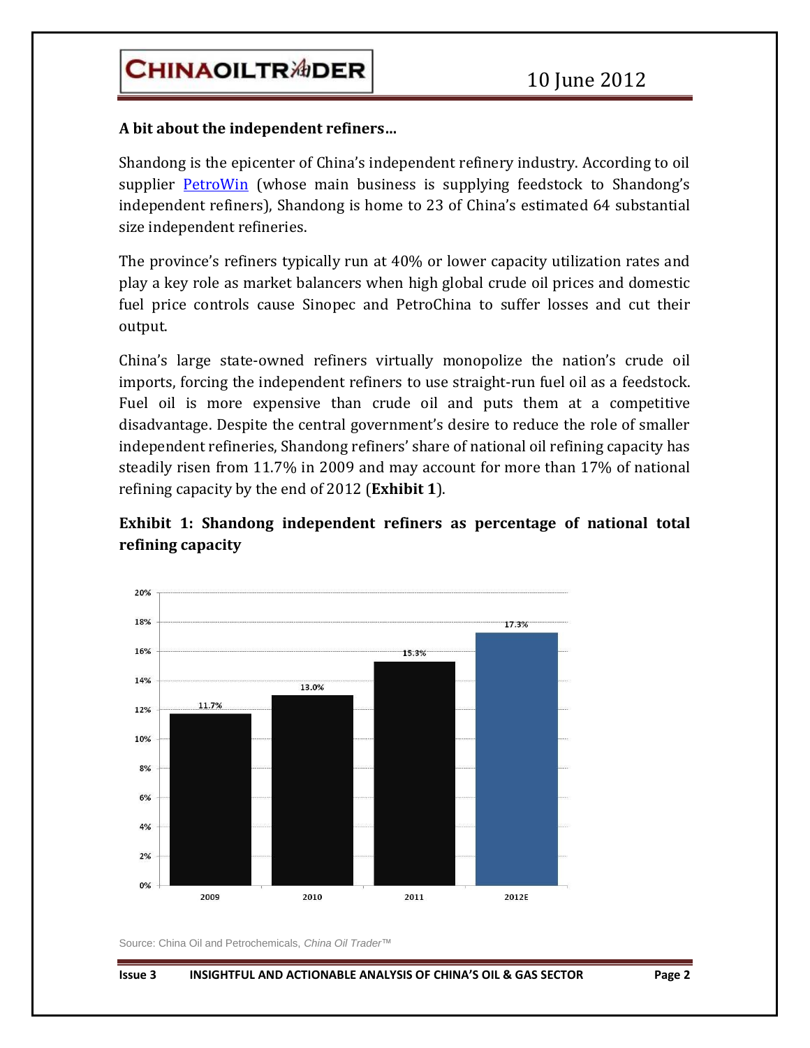**A bit about the independent refiners…**

Shandong is the epicenter of China's independent refinery industry. According to oil supplier PetroWin (whose main business is supplying feedstock to Shandong's independent refiners), Shandong is home to 23 of China's estimated 64 substantial size independent refineries.

The province's refiners typically run at 40% or lower capacity utilization rates and play a key role as market balancers when high global crude oil prices and domestic fuel price controls cause Sinopec and PetroChina to suffer losses and cut their output.

China's large state-owned refiners virtually monopolize the nation's crude oil imports, forcing the independent refiners to use straight-run fuel oil as a feedstock. Fuel oil is more expensive than crude oil and puts them at a competitive disadvantage. Despite the central government's desire to reduce the role of smaller independent refineries, Shandong refiners' share of national oil refining capacity has steadily risen from 11.7% in 2009 and may account for more than 17% of national refining capacity by the end of 2012 (**Exhibit 1**).

**Exhibit 1: Shandong independent refiners as percentage of national total refining capacity**

| Year | Share |
|---|---|
| 2009 | 11.7% |
| 2010 | 13.0% |
| 2011 | 15.3% |
| 2012E | 17.3% |

Source: China Oil and Petrochemicals, *China Oil Trader™*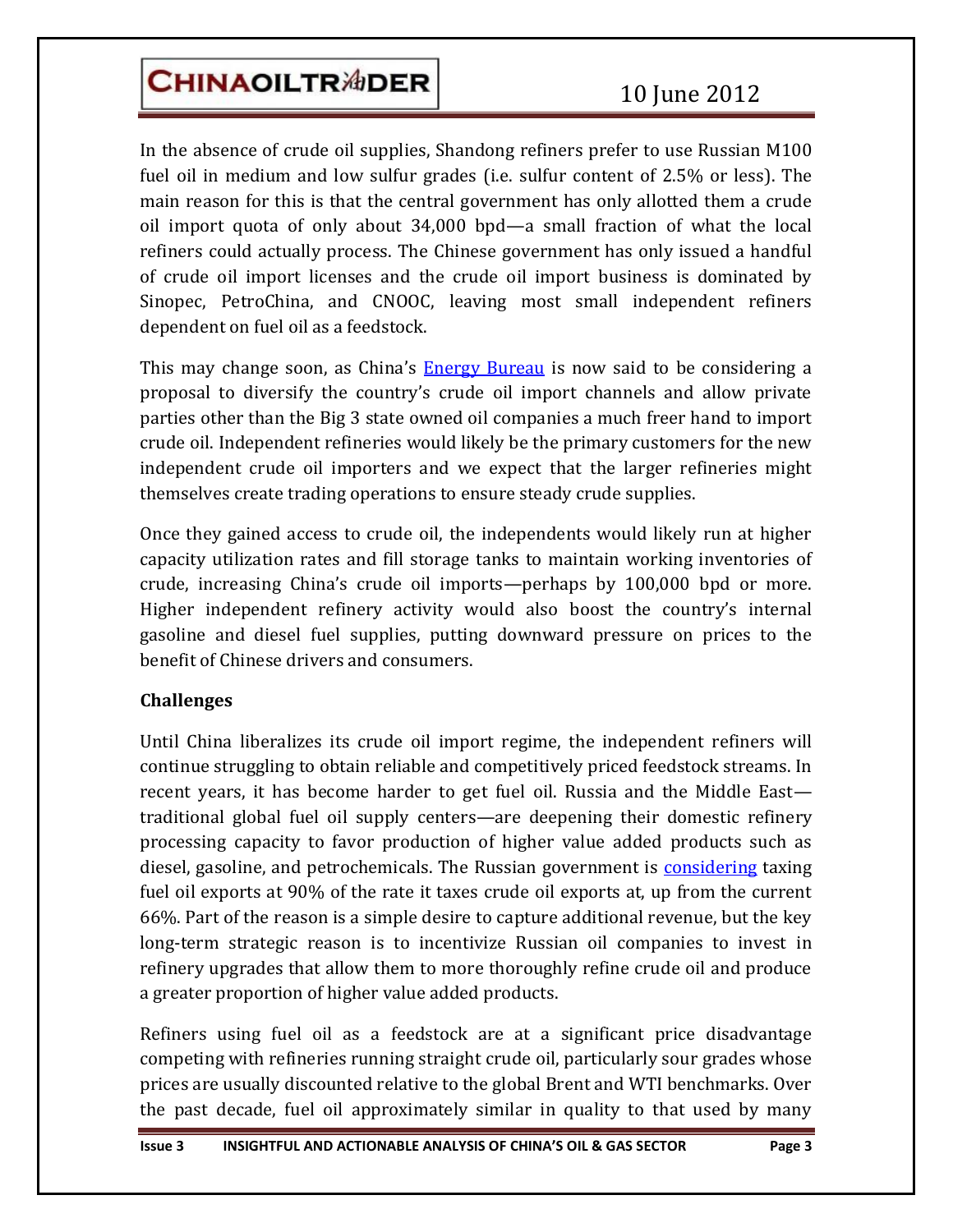In the absence of crude oil supplies, Shandong refiners prefer to use Russian M100 fuel oil in medium and low sulfur grades (i.e. sulfur content of 2.5% or less). The main reason for this is that the central government has only allotted them a crude oil import quota of only about 34,000 bpd—a small fraction of what the local refiners could actually process. The Chinese government has only issued a handful of crude oil import licenses and the crude oil import business is dominated by Sinopec, PetroChina, and CNOOC, leaving most small independent refiners dependent on fuel oil as a feedstock.

This may change soon, as China's Energy Bureau is now said to be considering a proposal to diversify the country's crude oil import channels and allow private parties other than the Big 3 state owned oil companies a much freer hand to import crude oil. Independent refineries would likely be the primary customers for the new independent crude oil importers and we expect that the larger refineries might themselves create trading operations to ensure steady crude supplies.

Once they gained access to crude oil, the independents would likely run at higher capacity utilization rates and fill storage tanks to maintain working inventories of crude, increasing China's crude oil imports—perhaps by 100,000 bpd or more. Higher independent refinery activity would also boost the country's internal gasoline and diesel fuel supplies, putting downward pressure on prices to the benefit of Chinese drivers and consumers.

**Challenges**

Until China liberalizes its crude oil import regime, the independent refiners will continue struggling to obtain reliable and competitively priced feedstock streams. In recent years, it has become harder to get fuel oil. Russia and the Middle East—traditional global fuel oil supply centers—are deepening their domestic refinery processing capacity to favor production of higher value added products such as diesel, gasoline, and petrochemicals. The Russian government is considering taxing fuel oil exports at 90% of the rate it taxes crude oil exports at, up from the current 66%. Part of the reason is a simple desire to capture additional revenue, but the key long-term strategic reason is to incentivize Russian oil companies to invest in refinery upgrades that allow them to more thoroughly refine crude oil and produce a greater proportion of higher value added products.

Refiners using fuel oil as a feedstock are at a significant price disadvantage competing with refineries running straight crude oil, particularly sour grades whose prices are usually discounted relative to the global Brent and WTI benchmarks. Over the past decade, fuel oil approximately similar in quality to that used by many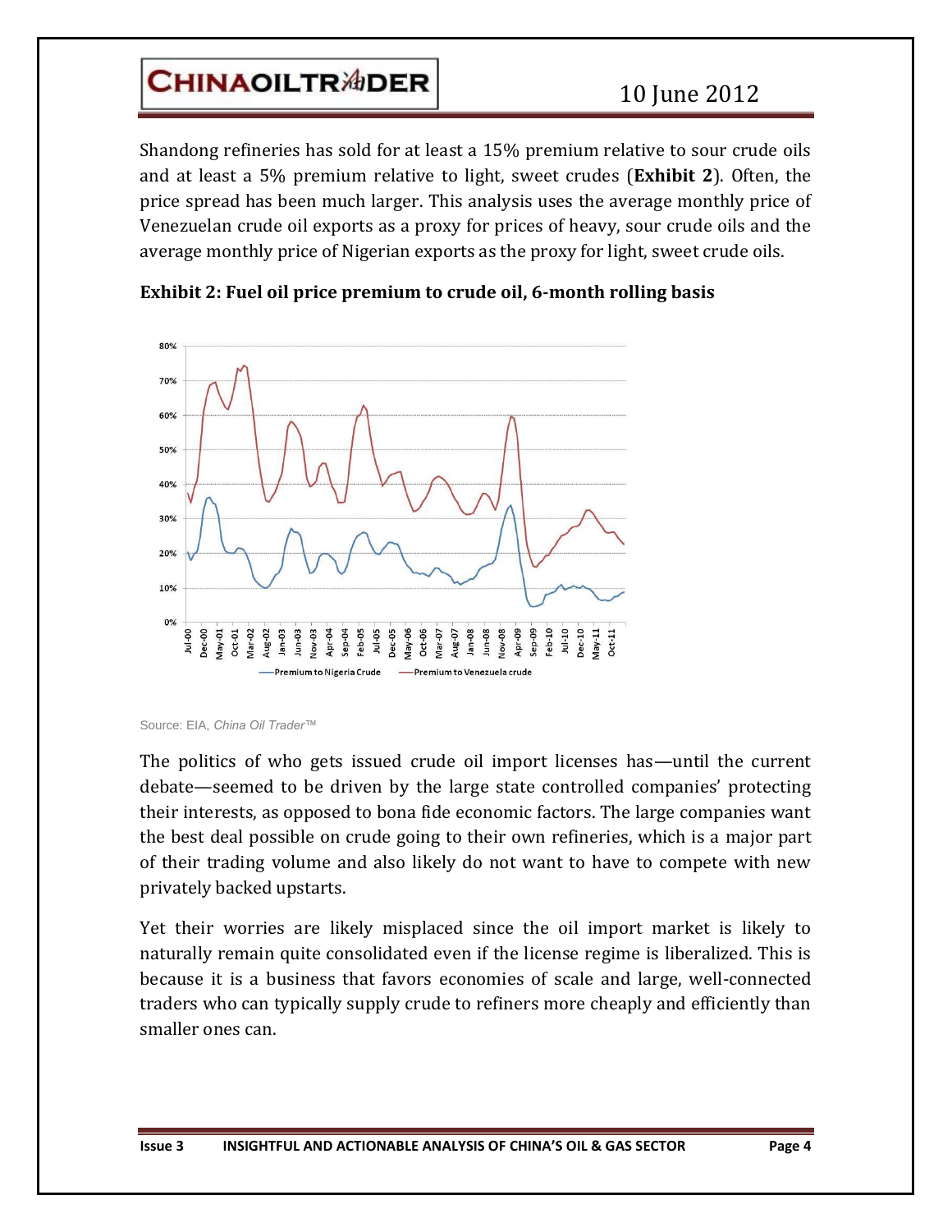Shandong refineries has sold for at least a 15% premium relative to sour crude oils and at least a 5% premium relative to light, sweet crudes (**Exhibit 2**). Often, the price spread has been much larger. This analysis uses the average monthly price of Venezuelan crude oil exports as a proxy for prices of heavy, sour crude oils and the average monthly price of Nigerian exports as the proxy for light, sweet crude oils.

**Exhibit 2: Fuel oil price premium to crude oil, 6-month rolling basis**

Source: EIA, *China Oil Trader™*

The politics of who gets issued crude oil import licenses has—until the current debate—seemed to be driven by the large state controlled companies' protecting their interests, as opposed to bona fide economic factors. The large companies want the best deal possible on crude going to their own refineries, which is a major part of their trading volume and also likely do not want to have to compete with new privately backed upstarts.

Yet their worries are likely misplaced since the oil import market is likely to naturally remain quite consolidated even if the license regime is liberalized. This is because it is a business that favors economies of scale and large, well-connected traders who can typically supply crude to refiners more cheaply and efficiently than smaller ones can.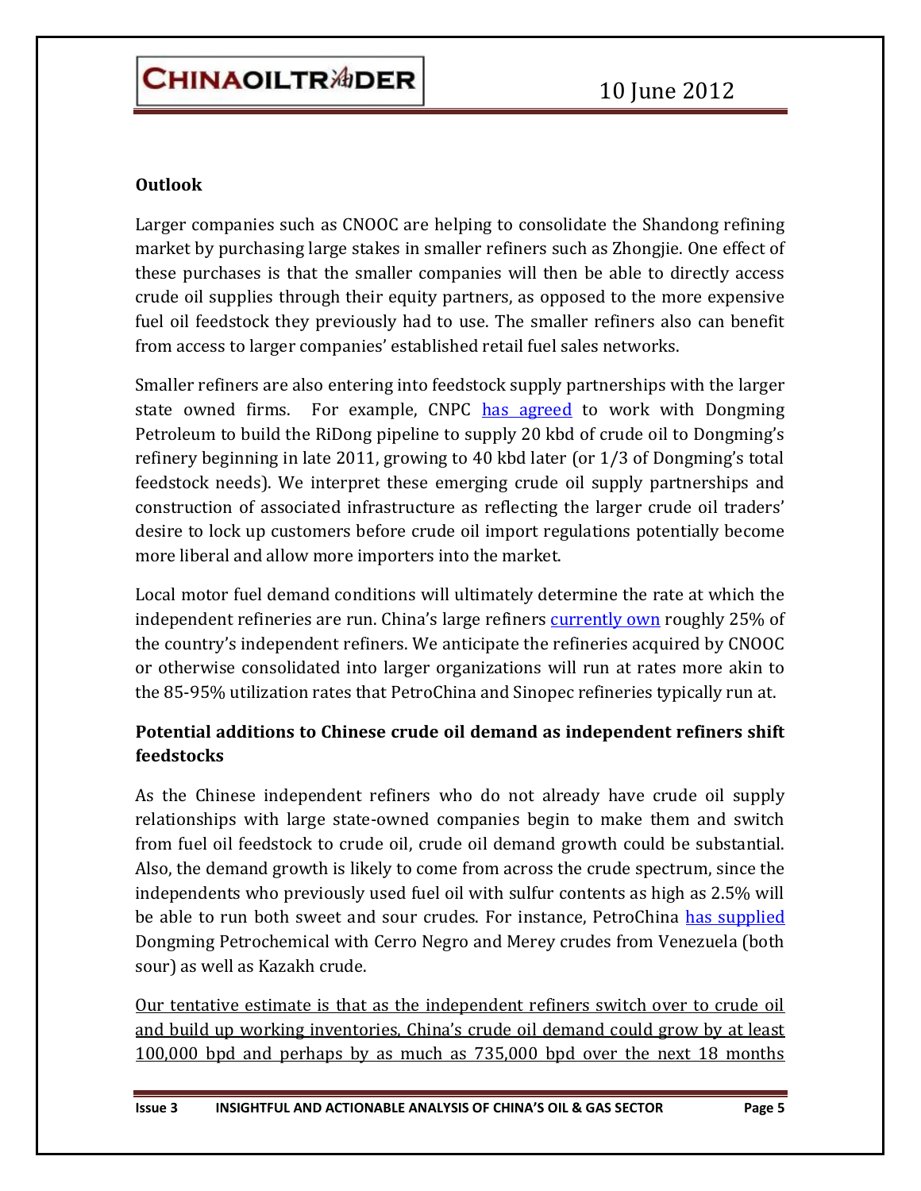**Outlook**

Larger companies such as CNOOC are helping to consolidate the Shandong refining market by purchasing large stakes in smaller refiners such as Zhongjie. One effect of these purchases is that the smaller companies will then be able to directly access crude oil supplies through their equity partners, as opposed to the more expensive fuel oil feedstock they previously had to use. The smaller refiners also can benefit from access to larger companies' established retail fuel sales networks.

Smaller refiners are also entering into feedstock supply partnerships with the larger state owned firms. For example, CNPC has agreed to work with Dongming Petroleum to build the RiDong pipeline to supply 20 kbd of crude oil to Dongming's refinery beginning in late 2011, growing to 40 kbd later (or 1/3 of Dongming's total feedstock needs). We interpret these emerging crude oil supply partnerships and construction of associated infrastructure as reflecting the larger crude oil traders' desire to lock up customers before crude oil import regulations potentially become more liberal and allow more importers into the market.

Local motor fuel demand conditions will ultimately determine the rate at which the independent refineries are run. China's large refiners currently own roughly 25% of the country's independent refiners. We anticipate the refineries acquired by CNOOC or otherwise consolidated into larger organizations will run at rates more akin to the 85-95% utilization rates that PetroChina and Sinopec refineries typically run at.

**Potential additions to Chinese crude oil demand as independent refiners shift feedstocks**

As the Chinese independent refiners who do not already have crude oil supply relationships with large state-owned companies begin to make them and switch from fuel oil feedstock to crude oil, crude oil demand growth could be substantial. Also, the demand growth is likely to come from across the crude spectrum, since the independents who previously used fuel oil with sulfur contents as high as 2.5% will be able to run both sweet and sour crudes. For instance, PetroChina has supplied Dongming Petrochemical with Cerro Negro and Merey crudes from Venezuela (both sour) as well as Kazakh crude.

<u>Our tentative estimate is that as the independent refiners switch over to crude oil and build up working inventories, China's crude oil demand could grow by at least 100,000 bpd and perhaps by as much as 735,000 bpd over the next 18 months</u>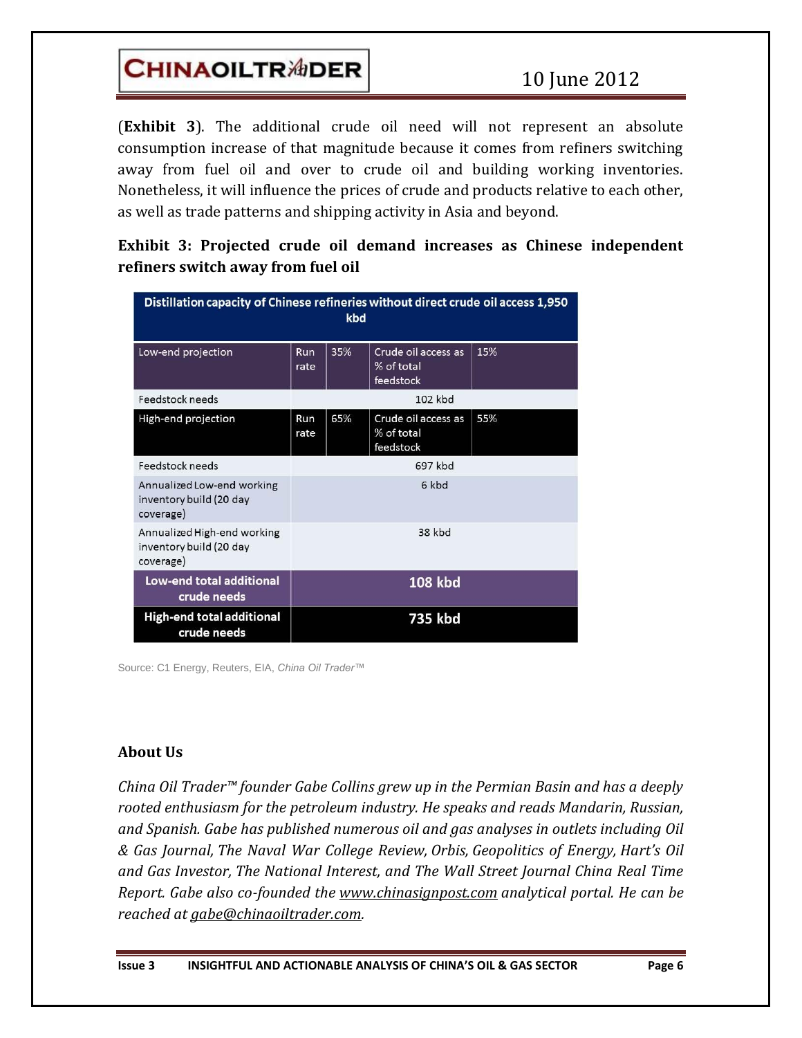(**Exhibit 3**). The additional crude oil need will not represent an absolute consumption increase of that magnitude because it comes from refiners switching away from fuel oil and over to crude oil and building working inventories. Nonetheless, it will influence the prices of crude and products relative to each other, as well as trade patterns and shipping activity in Asia and beyond.

**Exhibit 3: Projected crude oil demand increases as Chinese independent refiners switch away from fuel oil**

| Distillation capacity of Chinese refineries without direct crude oil access 1,950 kbd | | | | |
|---|---|---|---|---|
| Low-end projection | Run rate | 35% | Crude oil access as % of total feedstock | 15% |
| Feedstock needs | 102 kbd | | | |
| High-end projection | Run rate | 65% | Crude oil access as % of total feedstock | 55% |
| Feedstock needs | 697 kbd | | | |
| Annualized Low-end working inventory build (20 day coverage) | 6 kbd | | | |
| Annualized High-end working inventory build (20 day coverage) | 38 kbd | | | |
| **Low-end total additional crude needs** | **108 kbd** | | | |
| **High-end total additional crude needs** | **735 kbd** | | | |

Source: C1 Energy, Reuters, EIA, *China Oil Trader™*

## About Us

*China Oil Trader™ founder Gabe Collins grew up in the Permian Basin and has a deeply rooted enthusiasm for the petroleum industry. He speaks and reads Mandarin, Russian, and Spanish. Gabe has published numerous oil and gas analyses in outlets including Oil & Gas Journal, The Naval War College Review, Orbis, Geopolitics of Energy, Hart's Oil and Gas Investor, The National Interest, and The Wall Street Journal China Real Time Report. Gabe also co-founded the www.chinasignpost.com analytical portal. He can be reached at gabe@chinaoiltrader.com.*